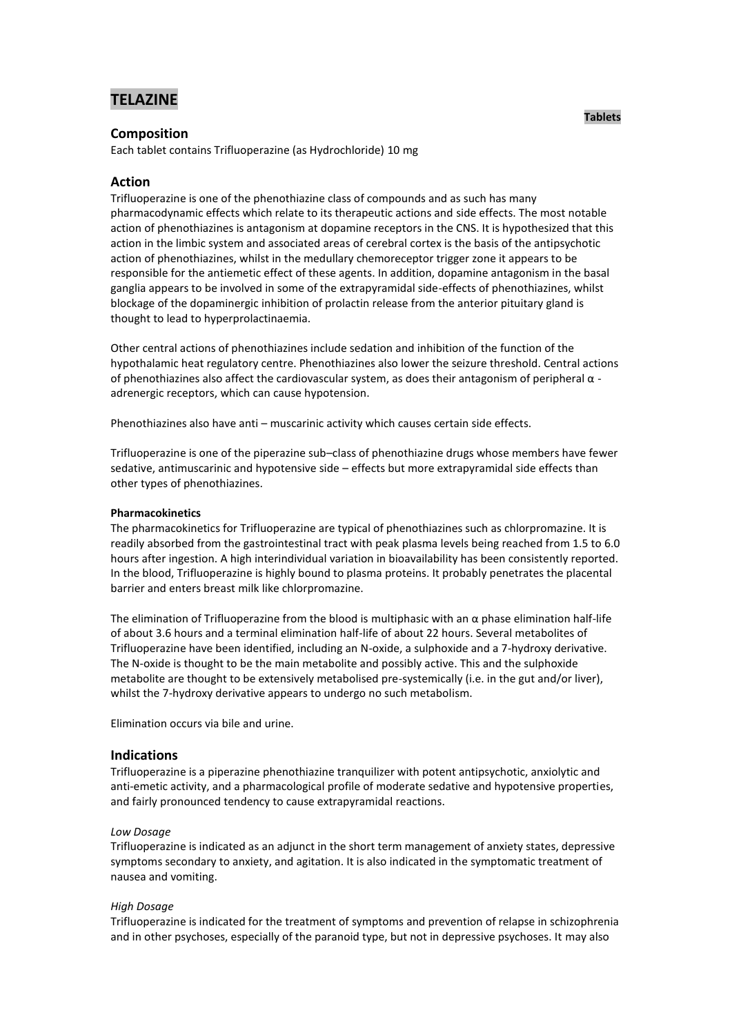# TELAZINE

**Tablets**

## Composition

Each tablet contains Trifluoperazine (as Hydrochloride) 10 mg

## Action

Trifluoperazine is one of the phenothiazine class of compounds and as such has many pharmacodynamic effects which relate to its therapeutic actions and side effects. The most notable action of phenothiazines is antagonism at dopamine receptors in the CNS. It is hypothesized that this action in the limbic system and associated areas of cerebral cortex is the basis of the antipsychotic action of phenothiazines, whilst in the medullary chemoreceptor trigger zone it appears to be responsible for the antiemetic effect of these agents. In addition, dopamine antagonism in the basal ganglia appears to be involved in some of the extrapyramidal side-effects of phenothiazines, whilst blockage of the dopaminergic inhibition of prolactin release from the anterior pituitary gland is thought to lead to hyperprolactinaemia.

Other central actions of phenothiazines include sedation and inhibition of the function of the hypothalamic heat regulatory centre. Phenothiazines also lower the seizure threshold. Central actions of phenothiazines also affect the cardiovascular system, as does their antagonism of peripheral $\alpha$ - adrenergic receptors, which can cause hypotension.

Phenothiazines also have anti – muscarinic activity which causes certain side effects.

Trifluoperazine is one of the piperazine sub–class of phenothiazine drugs whose members have fewer sedative, antimuscarinic and hypotensive side – effects but more extrapyramidal side effects than other types of phenothiazines.

#### Pharmacokinetics

The pharmacokinetics for Trifluoperazine are typical of phenothiazines such as chlorpromazine. It is readily absorbed from the gastrointestinal tract with peak plasma levels being reached from 1.5 to 6.0 hours after ingestion. A high interindividual variation in bioavailability has been consistently reported. In the blood, Trifluoperazine is highly bound to plasma proteins. It probably penetrates the placental barrier and enters breast milk like chlorpromazine.

The elimination of Trifluoperazine from the blood is multiphasic with an $\alpha$ phase elimination half-life of about 3.6 hours and a terminal elimination half-life of about 22 hours. Several metabolites of Trifluoperazine have been identified, including an N-oxide, a sulphoxide and a 7-hydroxy derivative. The N-oxide is thought to be the main metabolite and possibly active. This and the sulphoxide metabolite are thought to be extensively metabolised pre-systemically (i.e. in the gut and/or liver), whilst the 7-hydroxy derivative appears to undergo no such metabolism.

Elimination occurs via bile and urine.

## Indications

Trifluoperazine is a piperazine phenothiazine tranquilizer with potent antipsychotic, anxiolytic and anti-emetic activity, and a pharmacological profile of moderate sedative and hypotensive properties, and fairly pronounced tendency to cause extrapyramidal reactions.

*Low Dosage*

Trifluoperazine is indicated as an adjunct in the short term management of anxiety states, depressive symptoms secondary to anxiety, and agitation. It is also indicated in the symptomatic treatment of nausea and vomiting.

*High Dosage*

Trifluoperazine is indicated for the treatment of symptoms and prevention of relapse in schizophrenia and in other psychoses, especially of the paranoid type, but not in depressive psychoses. It may also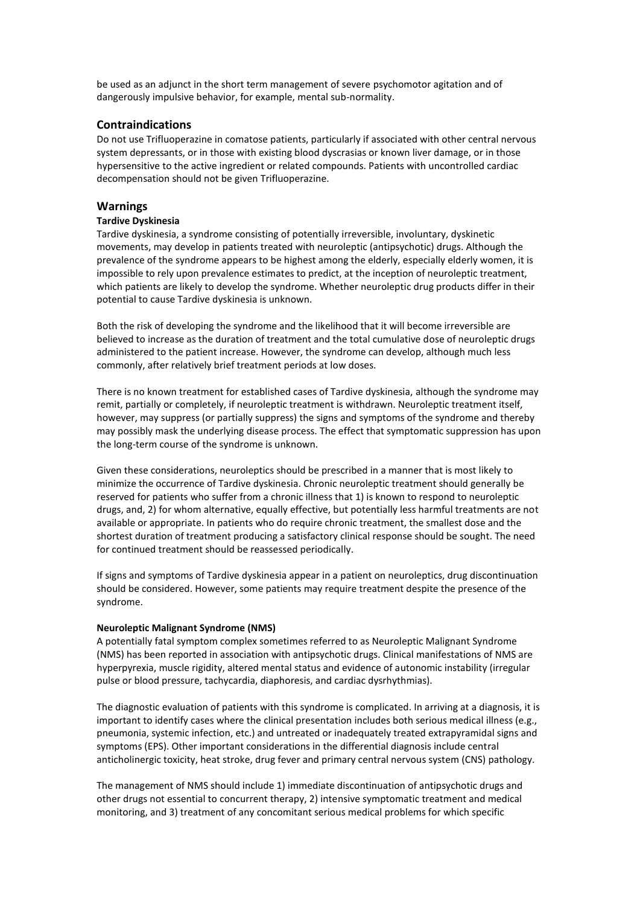be used as an adjunct in the short term management of severe psychomotor agitation and of dangerously impulsive behavior, for example, mental sub-normality.

## Contraindications

Do not use Trifluoperazine in comatose patients, particularly if associated with other central nervous system depressants, or in those with existing blood dyscrasias or known liver damage, or in those hypersensitive to the active ingredient or related compounds. Patients with uncontrolled cardiac decompensation should not be given Trifluoperazine.

## Warnings

**Tardive Dyskinesia**

Tardive dyskinesia, a syndrome consisting of potentially irreversible, involuntary, dyskinetic movements, may develop in patients treated with neuroleptic (antipsychotic) drugs. Although the prevalence of the syndrome appears to be highest among the elderly, especially elderly women, it is impossible to rely upon prevalence estimates to predict, at the inception of neuroleptic treatment, which patients are likely to develop the syndrome. Whether neuroleptic drug products differ in their potential to cause Tardive dyskinesia is unknown.

Both the risk of developing the syndrome and the likelihood that it will become irreversible are believed to increase as the duration of treatment and the total cumulative dose of neuroleptic drugs administered to the patient increase. However, the syndrome can develop, although much less commonly, after relatively brief treatment periods at low doses.

There is no known treatment for established cases of Tardive dyskinesia, although the syndrome may remit, partially or completely, if neuroleptic treatment is withdrawn. Neuroleptic treatment itself, however, may suppress (or partially suppress) the signs and symptoms of the syndrome and thereby may possibly mask the underlying disease process. The effect that symptomatic suppression has upon the long-term course of the syndrome is unknown.

Given these considerations, neuroleptics should be prescribed in a manner that is most likely to minimize the occurrence of Tardive dyskinesia. Chronic neuroleptic treatment should generally be reserved for patients who suffer from a chronic illness that 1) is known to respond to neuroleptic drugs, and, 2) for whom alternative, equally effective, but potentially less harmful treatments are not available or appropriate. In patients who do require chronic treatment, the smallest dose and the shortest duration of treatment producing a satisfactory clinical response should be sought. The need for continued treatment should be reassessed periodically.

If signs and symptoms of Tardive dyskinesia appear in a patient on neuroleptics, drug discontinuation should be considered. However, some patients may require treatment despite the presence of the syndrome.

**Neuroleptic Malignant Syndrome (NMS)**

A potentially fatal symptom complex sometimes referred to as Neuroleptic Malignant Syndrome (NMS) has been reported in association with antipsychotic drugs. Clinical manifestations of NMS are hyperpyrexia, muscle rigidity, altered mental status and evidence of autonomic instability (irregular pulse or blood pressure, tachycardia, diaphoresis, and cardiac dysrhythmias).

The diagnostic evaluation of patients with this syndrome is complicated. In arriving at a diagnosis, it is important to identify cases where the clinical presentation includes both serious medical illness (e.g., pneumonia, systemic infection, etc.) and untreated or inadequately treated extrapyramidal signs and symptoms (EPS). Other important considerations in the differential diagnosis include central anticholinergic toxicity, heat stroke, drug fever and primary central nervous system (CNS) pathology.

The management of NMS should include 1) immediate discontinuation of antipsychotic drugs and other drugs not essential to concurrent therapy, 2) intensive symptomatic treatment and medical monitoring, and 3) treatment of any concomitant serious medical problems for which specific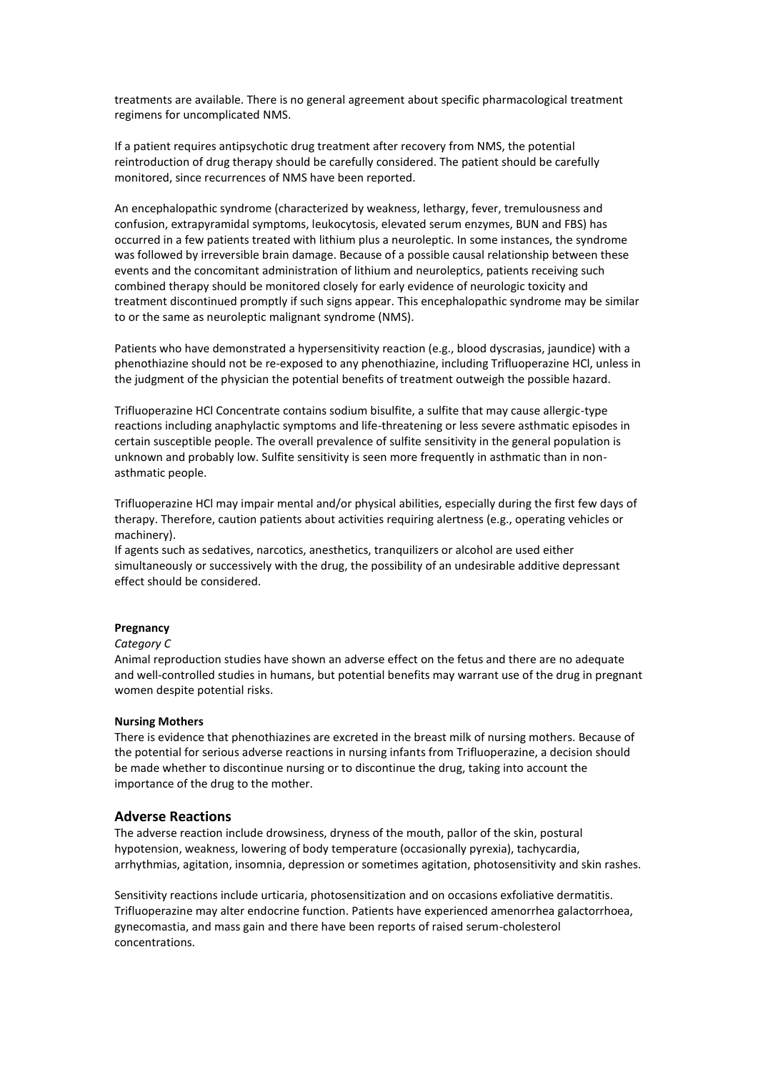treatments are available. There is no general agreement about specific pharmacological treatment regimens for uncomplicated NMS.

If a patient requires antipsychotic drug treatment after recovery from NMS, the potential reintroduction of drug therapy should be carefully considered. The patient should be carefully monitored, since recurrences of NMS have been reported.

An encephalopathic syndrome (characterized by weakness, lethargy, fever, tremulousness and confusion, extrapyramidal symptoms, leukocytosis, elevated serum enzymes, BUN and FBS) has occurred in a few patients treated with lithium plus a neuroleptic. In some instances, the syndrome was followed by irreversible brain damage. Because of a possible causal relationship between these events and the concomitant administration of lithium and neuroleptics, patients receiving such combined therapy should be monitored closely for early evidence of neurologic toxicity and treatment discontinued promptly if such signs appear. This encephalopathic syndrome may be similar to or the same as neuroleptic malignant syndrome (NMS).

Patients who have demonstrated a hypersensitivity reaction (e.g., blood dyscrasias, jaundice) with a phenothiazine should not be re-exposed to any phenothiazine, including Trifluoperazine HCl, unless in the judgment of the physician the potential benefits of treatment outweigh the possible hazard.

Trifluoperazine HCl Concentrate contains sodium bisulfite, a sulfite that may cause allergic-type reactions including anaphylactic symptoms and life-threatening or less severe asthmatic episodes in certain susceptible people. The overall prevalence of sulfite sensitivity in the general population is unknown and probably low. Sulfite sensitivity is seen more frequently in asthmatic than in non-asthmatic people.

Trifluoperazine HCl may impair mental and/or physical abilities, especially during the first few days of therapy. Therefore, caution patients about activities requiring alertness (e.g., operating vehicles or machinery).
If agents such as sedatives, narcotics, anesthetics, tranquilizers or alcohol are used either simultaneously or successively with the drug, the possibility of an undesirable additive depressant effect should be considered.

**Pregnancy**

*Category C*

Animal reproduction studies have shown an adverse effect on the fetus and there are no adequate and well-controlled studies in humans, but potential benefits may warrant use of the drug in pregnant women despite potential risks.

**Nursing Mothers**

There is evidence that phenothiazines are excreted in the breast milk of nursing mothers. Because of the potential for serious adverse reactions in nursing infants from Trifluoperazine, a decision should be made whether to discontinue nursing or to discontinue the drug, taking into account the importance of the drug to the mother.

## Adverse Reactions

The adverse reaction include drowsiness, dryness of the mouth, pallor of the skin, postural hypotension, weakness, lowering of body temperature (occasionally pyrexia), tachycardia, arrhythmias, agitation, insomnia, depression or sometimes agitation, photosensitivity and skin rashes.

Sensitivity reactions include urticaria, photosensitization and on occasions exfoliative dermatitis. Trifluoperazine may alter endocrine function. Patients have experienced amenorrhea galactorrhoea, gynecomastia, and mass gain and there have been reports of raised serum-cholesterol concentrations.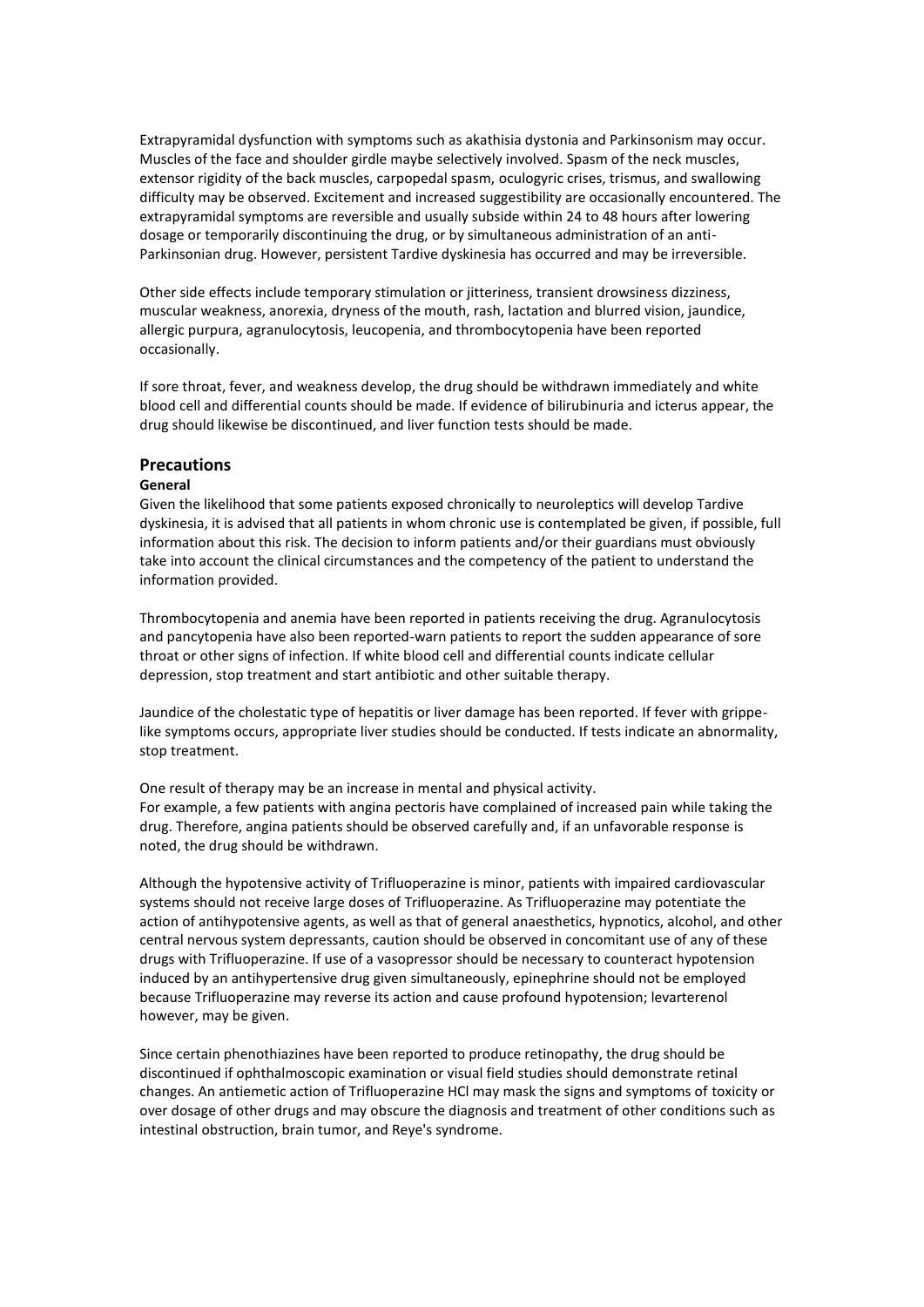Extrapyramidal dysfunction with symptoms such as akathisia dystonia and Parkinsonism may occur. Muscles of the face and shoulder girdle maybe selectively involved. Spasm of the neck muscles, extensor rigidity of the back muscles, carpopedal spasm, oculogyric crises, trismus, and swallowing difficulty may be observed. Excitement and increased suggestibility are occasionally encountered. The extrapyramidal symptoms are reversible and usually subside within 24 to 48 hours after lowering dosage or temporarily discontinuing the drug, or by simultaneous administration of an anti-Parkinsonian drug. However, persistent Tardive dyskinesia has occurred and may be irreversible.

Other side effects include temporary stimulation or jitteriness, transient drowsiness dizziness, muscular weakness, anorexia, dryness of the mouth, rash, lactation and blurred vision, jaundice, allergic purpura, agranulocytosis, leucopenia, and thrombocytopenia have been reported occasionally.

If sore throat, fever, and weakness develop, the drug should be withdrawn immediately and white blood cell and differential counts should be made. If evidence of bilirubinuria and icterus appear, the drug should likewise be discontinued, and liver function tests should be made.

## Precautions

**General**

Given the likelihood that some patients exposed chronically to neuroleptics will develop Tardive dyskinesia, it is advised that all patients in whom chronic use is contemplated be given, if possible, full information about this risk. The decision to inform patients and/or their guardians must obviously take into account the clinical circumstances and the competency of the patient to understand the information provided.

Thrombocytopenia and anemia have been reported in patients receiving the drug. Agranulocytosis and pancytopenia have also been reported-warn patients to report the sudden appearance of sore throat or other signs of infection. If white blood cell and differential counts indicate cellular depression, stop treatment and start antibiotic and other suitable therapy.

Jaundice of the cholestatic type of hepatitis or liver damage has been reported. If fever with grippe-like symptoms occurs, appropriate liver studies should be conducted. If tests indicate an abnormality, stop treatment.

One result of therapy may be an increase in mental and physical activity.
For example, a few patients with angina pectoris have complained of increased pain while taking the drug. Therefore, angina patients should be observed carefully and, if an unfavorable response is noted, the drug should be withdrawn.

Although the hypotensive activity of Trifluoperazine is minor, patients with impaired cardiovascular systems should not receive large doses of Trifluoperazine. As Trifluoperazine may potentiate the action of antihypotensive agents, as well as that of general anaesthetics, hypnotics, alcohol, and other central nervous system depressants, caution should be observed in concomitant use of any of these drugs with Trifluoperazine. If use of a vasopressor should be necessary to counteract hypotension induced by an antihypertensive drug given simultaneously, epinephrine should not be employed because Trifluoperazine may reverse its action and cause profound hypotension; levarterenol however, may be given.

Since certain phenothiazines have been reported to produce retinopathy, the drug should be discontinued if ophthalmoscopic examination or visual field studies should demonstrate retinal changes. An antiemetic action of Trifluoperazine HCl may mask the signs and symptoms of toxicity or over dosage of other drugs and may obscure the diagnosis and treatment of other conditions such as intestinal obstruction, brain tumor, and Reye's syndrome.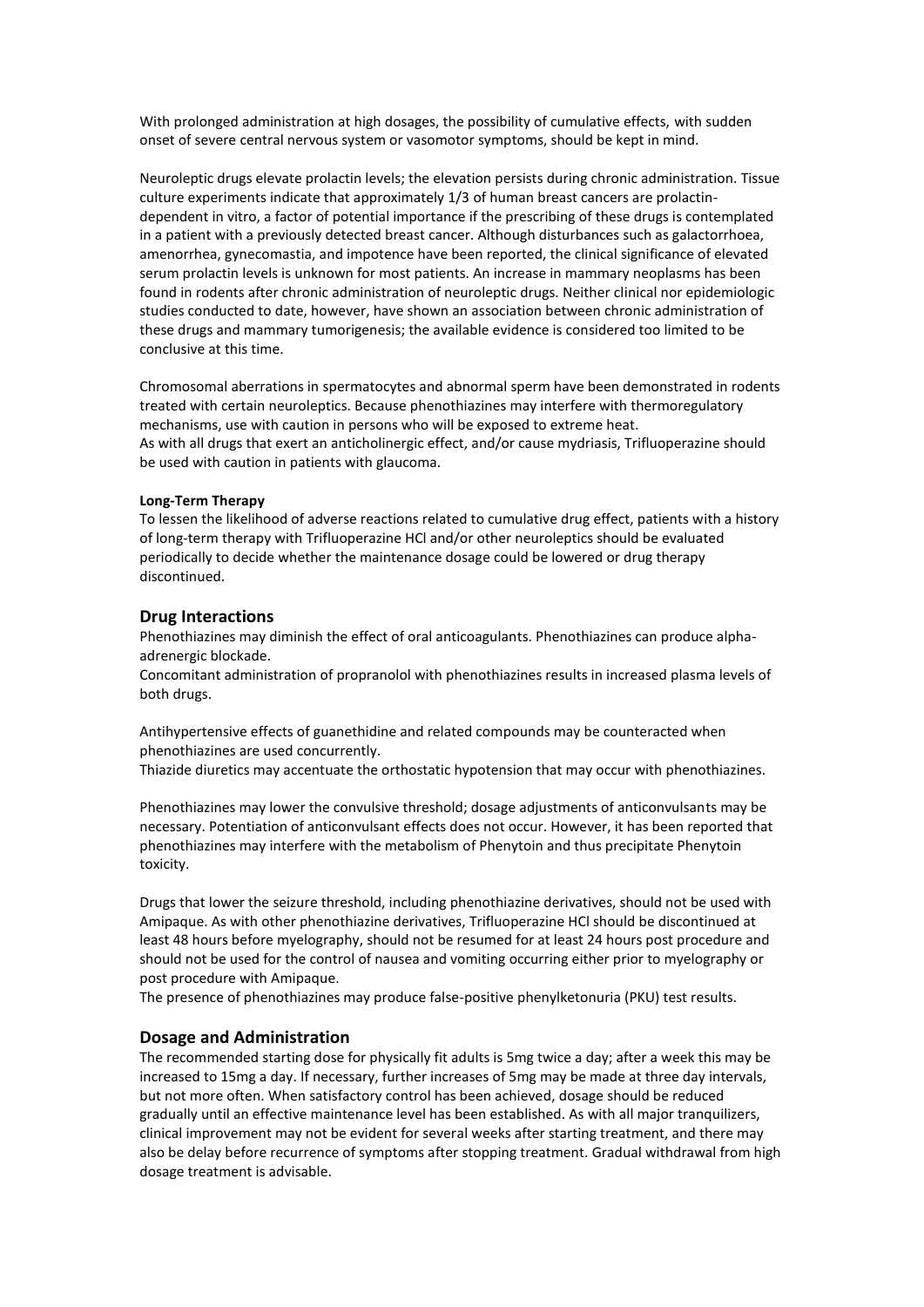With prolonged administration at high dosages, the possibility of cumulative effects, with sudden onset of severe central nervous system or vasomotor symptoms, should be kept in mind.

Neuroleptic drugs elevate prolactin levels; the elevation persists during chronic administration. Tissue culture experiments indicate that approximately 1/3 of human breast cancers are prolactin-dependent in vitro, a factor of potential importance if the prescribing of these drugs is contemplated in a patient with a previously detected breast cancer. Although disturbances such as galactorrhoea, amenorrhea, gynecomastia, and impotence have been reported, the clinical significance of elevated serum prolactin levels is unknown for most patients. An increase in mammary neoplasms has been found in rodents after chronic administration of neuroleptic drugs. Neither clinical nor epidemiologic studies conducted to date, however, have shown an association between chronic administration of these drugs and mammary tumorigenesis; the available evidence is considered too limited to be conclusive at this time.

Chromosomal aberrations in spermatocytes and abnormal sperm have been demonstrated in rodents treated with certain neuroleptics. Because phenothiazines may interfere with thermoregulatory mechanisms, use with caution in persons who will be exposed to extreme heat.
As with all drugs that exert an anticholinergic effect, and/or cause mydriasis, Trifluoperazine should be used with caution in patients with glaucoma.

**Long-Term Therapy**

To lessen the likelihood of adverse reactions related to cumulative drug effect, patients with a history of long-term therapy with Trifluoperazine HCl and/or other neuroleptics should be evaluated periodically to decide whether the maintenance dosage could be lowered or drug therapy discontinued.

## Drug Interactions

Phenothiazines may diminish the effect of oral anticoagulants. Phenothiazines can produce alpha-adrenergic blockade.
Concomitant administration of propranolol with phenothiazines results in increased plasma levels of both drugs.

Antihypertensive effects of guanethidine and related compounds may be counteracted when phenothiazines are used concurrently.
Thiazide diuretics may accentuate the orthostatic hypotension that may occur with phenothiazines.

Phenothiazines may lower the convulsive threshold; dosage adjustments of anticonvulsants may be necessary. Potentiation of anticonvulsant effects does not occur. However, it has been reported that phenothiazines may interfere with the metabolism of Phenytoin and thus precipitate Phenytoin toxicity.

Drugs that lower the seizure threshold, including phenothiazine derivatives, should not be used with Amipaque. As with other phenothiazine derivatives, Trifluoperazine HCl should be discontinued at least 48 hours before myelography, should not be resumed for at least 24 hours post procedure and should not be used for the control of nausea and vomiting occurring either prior to myelography or post procedure with Amipaque.
The presence of phenothiazines may produce false-positive phenylketonuria (PKU) test results.

## Dosage and Administration

The recommended starting dose for physically fit adults is 5mg twice a day; after a week this may be increased to 15mg a day. If necessary, further increases of 5mg may be made at three day intervals, but not more often. When satisfactory control has been achieved, dosage should be reduced gradually until an effective maintenance level has been established. As with all major tranquilizers, clinical improvement may not be evident for several weeks after starting treatment, and there may also be delay before recurrence of symptoms after stopping treatment. Gradual withdrawal from high dosage treatment is advisable.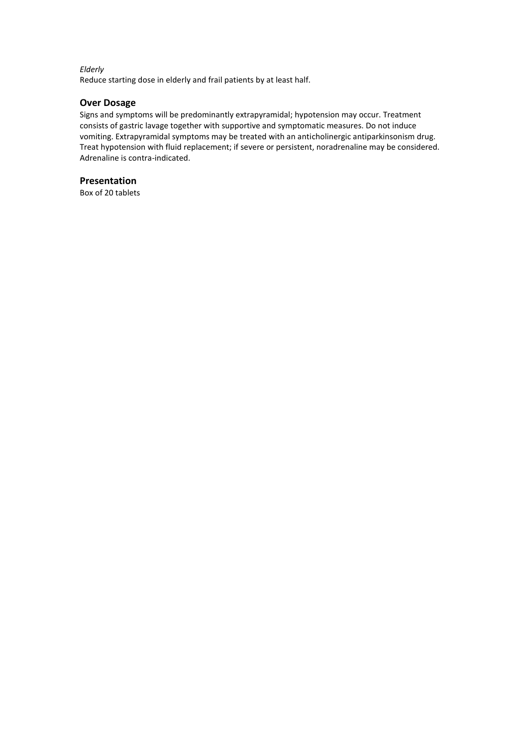*Elderly*
Reduce starting dose in elderly and frail patients by at least half.

## Over Dosage

Signs and symptoms will be predominantly extrapyramidal; hypotension may occur. Treatment consists of gastric lavage together with supportive and symptomatic measures. Do not induce vomiting. Extrapyramidal symptoms may be treated with an anticholinergic antiparkinsonism drug. Treat hypotension with fluid replacement; if severe or persistent, noradrenaline may be considered. Adrenaline is contra-indicated.

## Presentation

Box of 20 tablets